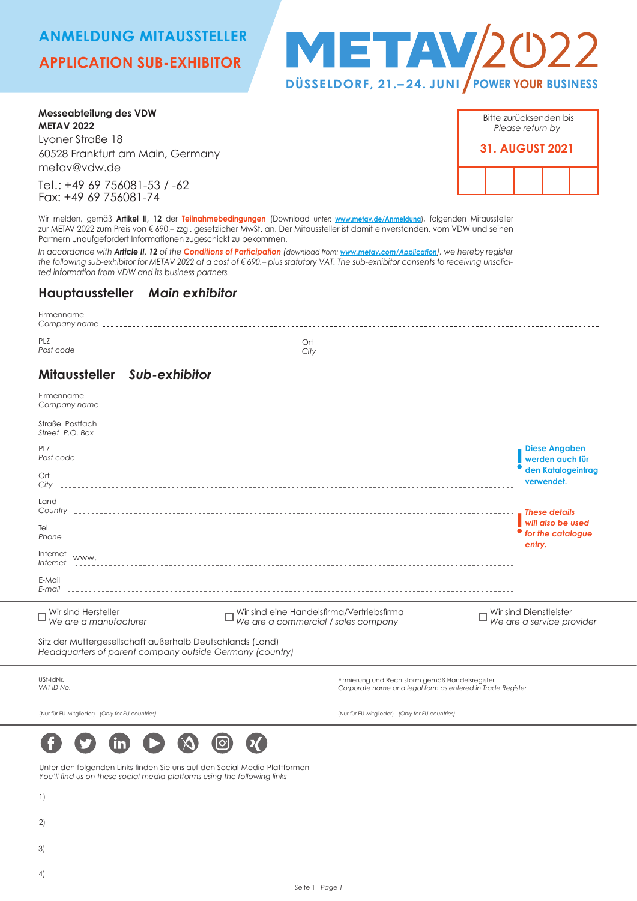# ANMELDUNG MITAUSSTELLER

# APPLICATION SUB-EXHIBITOR

**METAV 2022**

DÜSSELDORF, 21.–24. JUNI | POWER YOUR BUSINESS

**Messeabteilung des VDW**
**METAV 2022**
Lyoner Straße 18
60528 Frankfurt am Main, Germany
metav@vdw.de

Tel.: +49 69 756081-53 / -62
Fax: +49 69 756081-74

Bitte zurücksenden bis
*Please return by*

**31. AUGUST 2021**

Wir melden, gemäß **Artikel II, 12** der **Teilnahmebedingungen** (Download unter: www.metav.de/Anmeldung), folgenden Mitaussteller zur METAV 2022 zum Preis von € 690,– zzgl. gesetzlicher MwSt. an. Der Mitaussteller ist damit einverstanden, vom VDW und seinen Partnern unaufgefordert Informationen zugeschickt zu bekommen.

*In accordance with **Article II, 12** of the **Conditions of Participation** (download from: www.metav.com/Application), we hereby register the following sub-exhibitor for METAV 2022 at a cost of € 690.– plus statutory VAT. The sub-exhibitor consents to receiving unsolicited information from VDW and its business partners.*

## Hauptaussteller *Main exhibitor*

Firmenname / *Company name* ______________________________

PLZ / *Post code* ______________ Ort / *City* ______________

## Mitaussteller *Sub-exhibitor*

Firmenname / *Company name* ______________________________

Straße Postfach / *Street P.O. Box* ______________________________

PLZ / *Post code* ______________________________

Ort / *City* ______________________________

Land / *Country* ______________________________

Tel. / *Phone* ______________________________

Internet / *Internet* www. ______________________________

E-Mail / *E-mail* ______________________________

**! Diese Angaben werden auch für den Katalogeintrag verwendet.**

***! These details will also be used for the catalogue entry.***

☐ Wir sind Hersteller / *We are a manufacturer*
☐ Wir sind eine Handelsfirma/Vertriebsfirma / *We are a commercial / sales company*
☐ Wir sind Dienstleister / *We are a service provider*

Sitz der Muttergesellschaft außerhalb Deutschlands (Land) / *Headquarters of parent company outside Germany (country)* ______________________________

USt-IdNr. / *VAT ID No.* ______________________________
(Nur für EU-Mitglieder) *(Only for EU countries)*

Firmierung und Rechtsform gemäß Handelsregister / *Corporate name and legal form as entered in Trade Register* ______________________________
(Nur für EU-Mitglieder) *(Only for EU countries)*

Unter den folgenden Links finden Sie uns auf den Social-Media-Plattformen
*You'll find us on these social media platforms using the following links*

1) ______________________________

2) ______________________________

3) ______________________________

4) ______________________________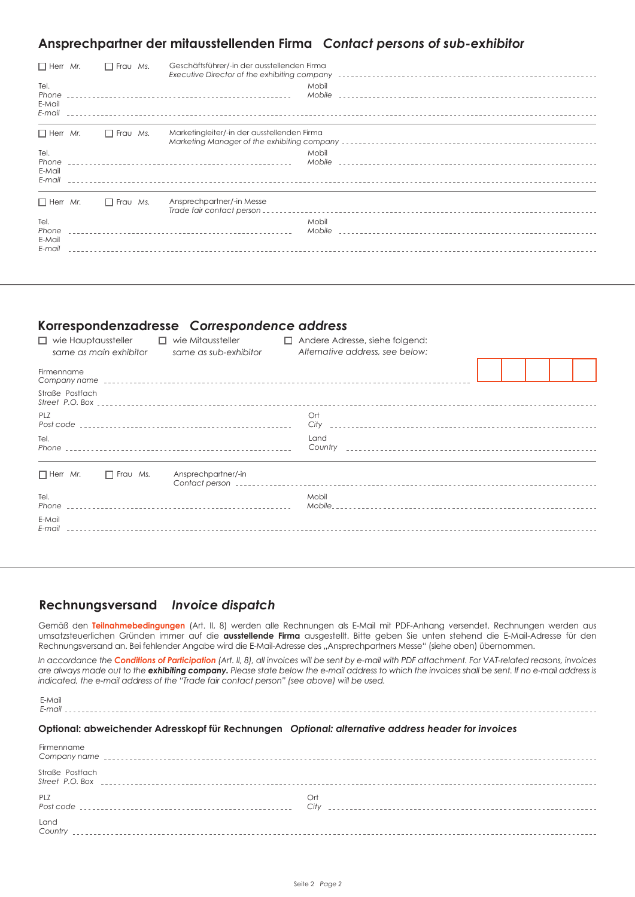## Ansprechpartner der mitausstellenden Firma *Contact persons of sub-exhibitor*

☐ Herr *Mr.* ☐ Frau *Ms.* Geschäftsführer/-in der ausstellenden Firma
*Executive Director of the exhibiting company* ____________________

Tel.
*Phone* ____________________ Mobil
*Mobile* ____________________

E-Mail
*E-mail* ____________________

☐ Herr *Mr.* ☐ Frau *Ms.* Marketingleiter/-in der ausstellenden Firma
*Marketing Manager of the exhibiting company* ____________________

Tel.
*Phone* ____________________ Mobil
*Mobile* ____________________

E-Mail
*E-mail* ____________________

☐ Herr *Mr.* ☐ Frau *Ms.* Ansprechpartner/-in Messe
*Trade fair contact person* ____________________

Tel.
*Phone* ____________________ Mobil
*Mobile* ____________________

E-Mail
*E-mail* ____________________

## Korrespondenzadresse *Correspondence address*

☐ wie Hauptaussteller *same as main exhibitor* ☐ wie Mitaussteller *same as sub-exhibitor* ☐ Andere Adresse, siehe folgend: *Alternative address, see below:*

Firmenname
*Company name* ____________________

Straße Postfach
*Street P.O. Box* ____________________

PLZ
*Post code* ____________________ Ort
*City* ____________________

Tel.
*Phone* ____________________ Land
*Country* ____________________

☐ Herr *Mr.* ☐ Frau *Ms.* Ansprechpartner/-in
*Contact person* ____________________

Tel.
*Phone* ____________________ Mobil
*Mobile* ____________________

E-Mail
*E-mail* ____________________

## Rechnungsversand *Invoice dispatch*

Gemäß den **Teilnahmebedingungen** (Art. II, 8) werden alle Rechnungen als E-Mail mit PDF-Anhang versendet. Rechnungen werden aus umsatzsteuerlichen Gründen immer auf die **ausstellende Firma** ausgestellt. Bitte geben Sie unten stehend die E-Mail-Adresse für den Rechnungsversand an. Bei fehlender Angabe wird die E-Mail-Adresse des „Ansprechpartners Messe" (siehe oben) übernommen.

*In accordance the **Conditions of Participation** (Art. II, 8), all invoices will be sent by e-mail with PDF attachment. For VAT-related reasons, invoices are always made out to the **exhibiting company.** Please state below the e-mail address to which the invoices shall be sent. If no e-mail address is indicated, the e-mail address of the "Trade fair contact person" (see above) will be used.*

E-Mail
*E-mail* ____________________

### Optional: abweichender Adresskopf für Rechnungen *Optional: alternative address header for invoices*

Firmenname
*Company name* ____________________

Straße Postfach
*Street P.O. Box* ____________________

PLZ
*Post code* ____________________ Ort
*City* ____________________

Land
*Country* ____________________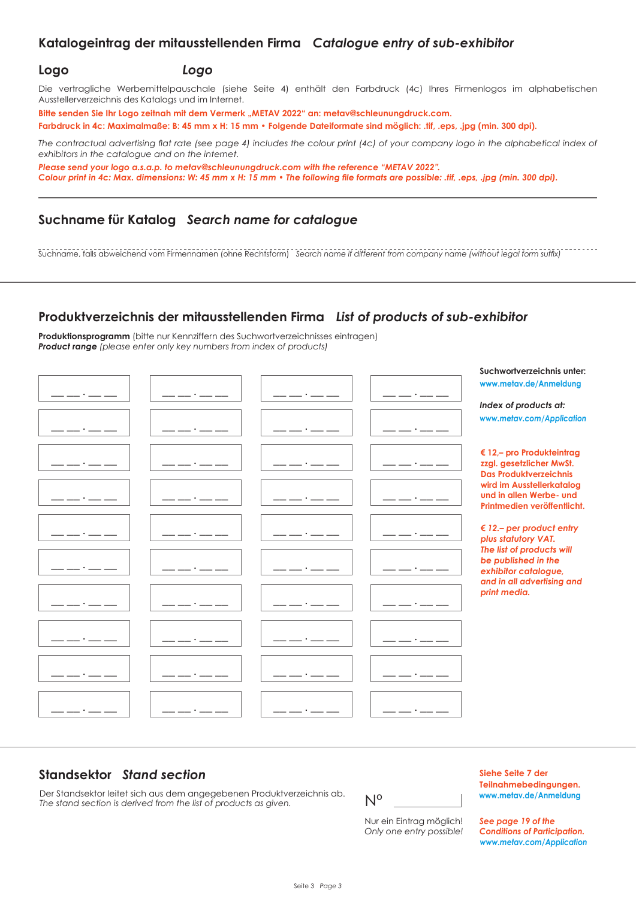## Katalogeintrag der mitausstellenden Firma *Catalogue entry of sub-exhibitor*

### Logo *Logo*

Die vertragliche Werbemittelpauschale (siehe Seite 4) enthält den Farbdruck (4c) Ihres Firmenlogos im alphabetischen Ausstellerverzeichnis des Katalogs und im Internet.

**Bitte senden Sie Ihr Logo zeitnah mit dem Vermerk „METAV 2022“ an: metav@schleunungdruck.com.**

**Farbdruck in 4c: Maximalmaße: B: 45 mm x H: 15 mm • Folgende Dateiformate sind möglich: .tif, .eps, .jpg (min. 300 dpi).**

*The contractual advertising flat rate (see page 4) includes the colour print (4c) of your company logo in the alphabetical index of exhibitors in the catalogue and on the internet.*

***Please send your logo a.s.a.p. to metav@schleunungdruck.com with the reference “METAV 2022”.***
***Colour print in 4c: Max. dimensions: W: 45 mm x H: 15 mm • The following file formats are possible: .tif, .eps, .jpg (min. 300 dpi).***

---

## Suchname für Katalog *Search name for catalogue*

Suchname, falls abweichend vom Firmennamen (ohne Rechtsform) *Search name if different from company name (without legal form suffix)*

---

## Produktverzeichnis der mitausstellenden Firma *List of products of sub-exhibitor*

**Produktionsprogramm** (bitte nur Kennziffern des Suchwortverzeichnisses eintragen)
***Product range** (please enter only key numbers from index of products)*

| | | | |
|---|---|---|---|
| __ __ . __ __ | __ __ . __ __ | __ __ . __ __ | __ __ . __ __ |
| __ __ . __ __ | __ __ . __ __ | __ __ . __ __ | __ __ . __ __ |
| __ __ . __ __ | __ __ . __ __ | __ __ . __ __ | __ __ . __ __ |
| __ __ . __ __ | __ __ . __ __ | __ __ . __ __ | __ __ . __ __ |
| __ __ . __ __ | __ __ . __ __ | __ __ . __ __ | __ __ . __ __ |
| __ __ . __ __ | __ __ . __ __ | __ __ . __ __ | __ __ . __ __ |
| __ __ . __ __ | __ __ . __ __ | __ __ . __ __ | __ __ . __ __ |
| __ __ . __ __ | __ __ . __ __ | __ __ . __ __ | __ __ . __ __ |
| __ __ . __ __ | __ __ . __ __ | __ __ . __ __ | __ __ . __ __ |
| __ __ . __ __ | __ __ . __ __ | __ __ . __ __ | __ __ . __ __ |

**Suchwortverzeichnis unter:**
www.metav.de/Anmeldung

***Index of products at:***
*www.metav.com/Application*

**€ 12,– pro Produkteintrag zzgl. gesetzlicher MwSt. Das Produktverzeichnis wird im Ausstellerkatalog und in allen Werbe- und Printmedien veröffentlicht.**

***€ 12.– per product entry plus statutory VAT. The list of products will be published in the exhibitor catalogue, and in all advertising and print media.***

---

## Standsektor *Stand section*

Der Standsektor leitet sich aus dem angegebenen Produktverzeichnis ab.
*The stand section is derived from the list of products as given.*

N° ____________

Nur ein Eintrag möglich!
*Only one entry possible!*

**Siehe Seite 7 der Teilnahmebedingungen.**
www.metav.de/Anmeldung

***See page 19 of the Conditions of Participation.***
*www.metav.com/Application*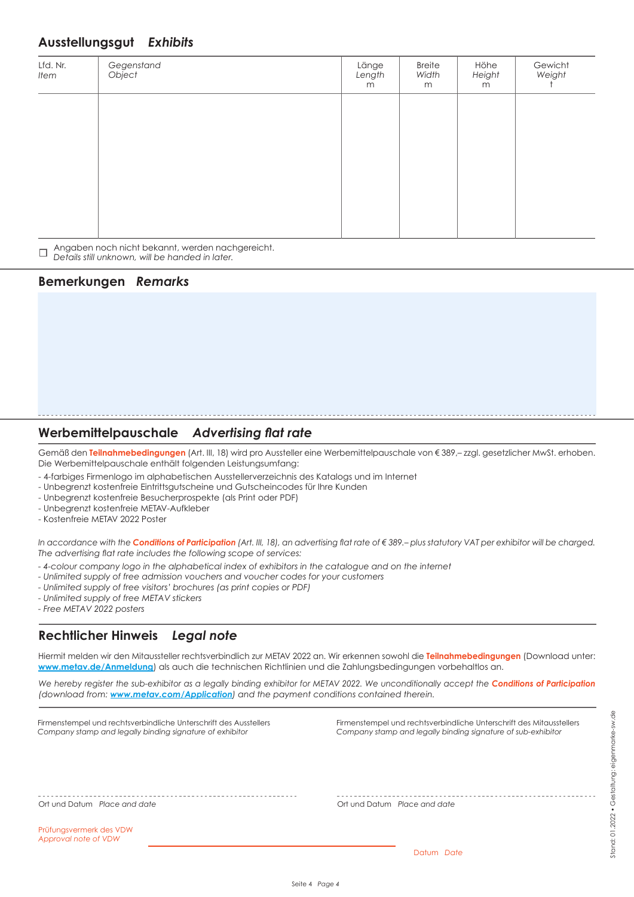## Ausstellungsgut *Exhibits*

| Lfd. Nr. *Item* | Gegenstand *Object* | Länge *Length* m | Breite *Width* m | Höhe *Height* m | Gewicht *Weight* t |
|---|---|---|---|---|---|
| | | | | | |

☐ Angaben noch nicht bekannt, werden nachgereicht.
*Details still unknown, will be handed in later.*

## Bemerkungen *Remarks*

## Werbemittelpauschale *Advertising flat rate*

Gemäß den **Teilnahmebedingungen** (Art. III, 18) wird pro Aussteller eine Werbemittelpauschale von € 389,– zzgl. gesetzlicher MwSt. erhoben. Die Werbemittelpauschale enthält folgenden Leistungsumfang:

- 4-farbiges Firmenlogo im alphabetischen Ausstellerverzeichnis des Katalogs und im Internet
- Unbegrenzt kostenfreie Eintrittsgutscheine und Gutscheincodes für Ihre Kunden
- Unbegrenzt kostenfreie Besucherprospekte (als Print oder PDF)
- Unbegrenzt kostenfreie METAV-Aufkleber
- Kostenfreie METAV 2022 Poster

*In accordance with the **Conditions of Participation** (Art. III, 18), an advertising flat rate of € 389.– plus statutory VAT per exhibitor will be charged. The advertising flat rate includes the following scope of services:*

- *4-colour company logo in the alphabetical index of exhibitors in the catalogue and on the internet*
- *Unlimited supply of free admission vouchers and voucher codes for your customers*
- *Unlimited supply of free visitors' brochures (as print copies or PDF)*
- *Unlimited supply of free METAV stickers*
- *Free METAV 2022 posters*

## Rechtlicher Hinweis *Legal note*

Hiermit melden wir den Mitaussteller rechtsverbindlich zur METAV 2022 an. Wir erkennen sowohl die **Teilnahmebedingungen** (Download unter: **www.metav.de/Anmeldung**) als auch die technischen Richtlinien und die Zahlungsbedingungen vorbehaltlos an.

*We hereby register the sub-exhibitor as a legally binding exhibitor for METAV 2022. We unconditionally accept the **Conditions of Participation** (download from: **www.metav.com/Application**) and the payment conditions contained therein.*

Firmenstempel und rechtsverbindliche Unterschrift des Ausstellers
*Company stamp and legally binding signature of exhibitor*

Ort und Datum *Place and date*

Firmenstempel und rechtsverbindliche Unterschrift des Mitausstellers
*Company stamp and legally binding signature of sub-exhibitor*

Ort und Datum *Place and date*

Prüfungsvermerk des VDW
*Approval note of VDW*

Datum *Date*

Stand: 01.2022 • Gestaltung: eigenmarke-sw.de